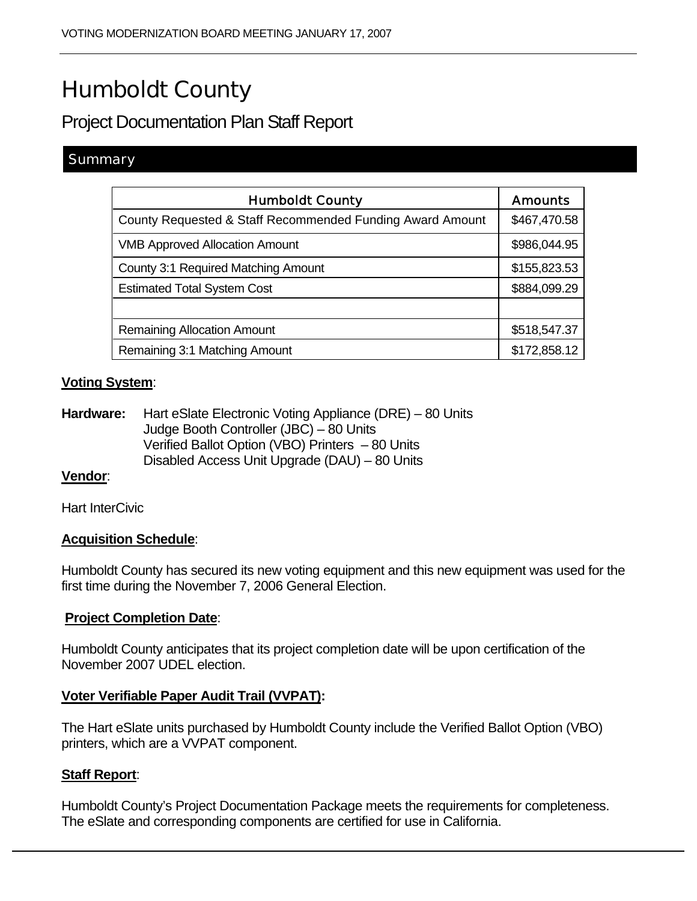# Humboldt County

## Project Documentation Plan Staff Report

### Summary

| Humboldt County | Amounts |
|---|---|
| County Requested & Staff Recommended Funding Award Amount | $467,470.58 |
| VMB Approved Allocation Amount | $986,044.95 |
| County 3:1 Required Matching Amount | $155,823.53 |
| Estimated Total System Cost | $884,099.29 |
| | |
| Remaining Allocation Amount | $518,547.37 |
| Remaining 3:1 Matching Amount | $172,858.12 |

**Voting System**:

**Hardware:** Hart eSlate Electronic Voting Appliance (DRE) – 80 Units
Judge Booth Controller (JBC) – 80 Units
Verified Ballot Option (VBO) Printers – 80 Units
Disabled Access Unit Upgrade (DAU) – 80 Units

**Vendor**:

Hart InterCivic

**Acquisition Schedule**:

Humboldt County has secured its new voting equipment and this new equipment was used for the first time during the November 7, 2006 General Election.

**Project Completion Date**:

Humboldt County anticipates that its project completion date will be upon certification of the November 2007 UDEL election.

**Voter Verifiable Paper Audit Trail (VVPAT):**

The Hart eSlate units purchased by Humboldt County include the Verified Ballot Option (VBO) printers, which are a VVPAT component.

**Staff Report**:

Humboldt County's Project Documentation Package meets the requirements for completeness. The eSlate and corresponding components are certified for use in California.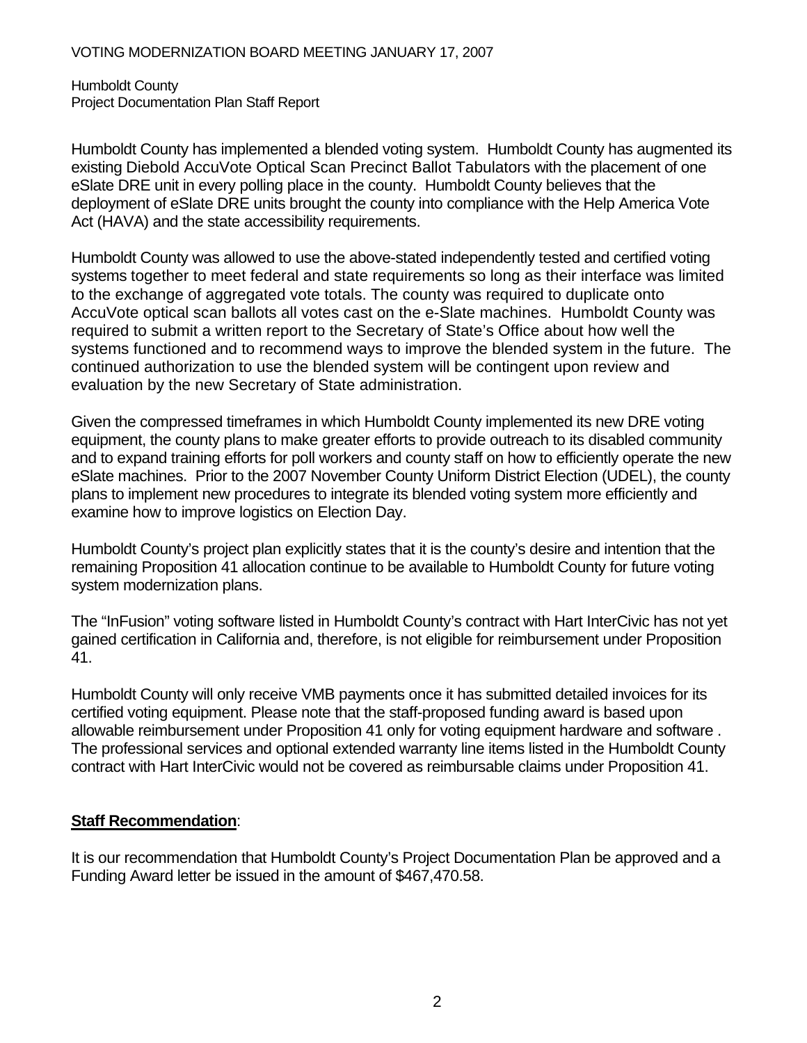VOTING MODERNIZATION BOARD MEETING JANUARY 17, 2007

Humboldt County
Project Documentation Plan Staff Report

Humboldt County has implemented a blended voting system. Humboldt County has augmented its existing Diebold AccuVote Optical Scan Precinct Ballot Tabulators with the placement of one eSlate DRE unit in every polling place in the county. Humboldt County believes that the deployment of eSlate DRE units brought the county into compliance with the Help America Vote Act (HAVA) and the state accessibility requirements.

Humboldt County was allowed to use the above-stated independently tested and certified voting systems together to meet federal and state requirements so long as their interface was limited to the exchange of aggregated vote totals. The county was required to duplicate onto AccuVote optical scan ballots all votes cast on the e-Slate machines. Humboldt County was required to submit a written report to the Secretary of State's Office about how well the systems functioned and to recommend ways to improve the blended system in the future. The continued authorization to use the blended system will be contingent upon review and evaluation by the new Secretary of State administration.

Given the compressed timeframes in which Humboldt County implemented its new DRE voting equipment, the county plans to make greater efforts to provide outreach to its disabled community and to expand training efforts for poll workers and county staff on how to efficiently operate the new eSlate machines. Prior to the 2007 November County Uniform District Election (UDEL), the county plans to implement new procedures to integrate its blended voting system more efficiently and examine how to improve logistics on Election Day.

Humboldt County's project plan explicitly states that it is the county's desire and intention that the remaining Proposition 41 allocation continue to be available to Humboldt County for future voting system modernization plans.

The "InFusion" voting software listed in Humboldt County's contract with Hart InterCivic has not yet gained certification in California and, therefore, is not eligible for reimbursement under Proposition 41.

Humboldt County will only receive VMB payments once it has submitted detailed invoices for its certified voting equipment. Please note that the staff-proposed funding award is based upon allowable reimbursement under Proposition 41 only for voting equipment hardware and software . The professional services and optional extended warranty line items listed in the Humboldt County contract with Hart InterCivic would not be covered as reimbursable claims under Proposition 41.

**Staff Recommendation**:

It is our recommendation that Humboldt County's Project Documentation Plan be approved and a Funding Award letter be issued in the amount of $467,470.58.